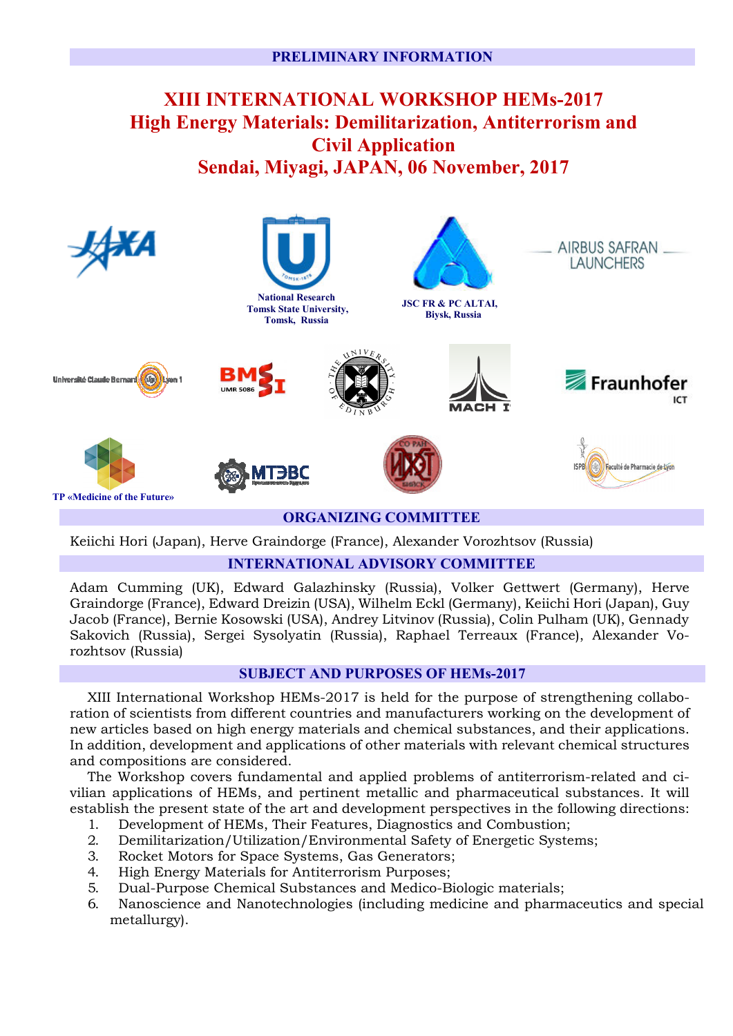**PRELIMINARY INFORMATION**

# XIII INTERNATIONAL WORKSHOP HEMs-2017
# High Energy Materials: Demilitarization, Antiterrorism and Civil Application
# Sendai, Miyagi, JAPAN, 06 November, 2017

National Research Tomsk State University, Tomsk, Russia

JSC FR & PC ALTAI, Biysk, Russia

TP «Medicine of the Future»

## ORGANIZING COMMITTEE

Keiichi Hori (Japan), Herve Graindorge (France), Alexander Vorozhtsov (Russia)

## INTERNATIONAL ADVISORY COMMITTEE

Adam Cumming (UK), Edward Galazhinsky (Russia), Volker Gettwert (Germany), Herve Graindorge (France), Edward Dreizin (USA), Wilhelm Eckl (Germany), Keiichi Hori (Japan), Guy Jacob (France), Bernie Kosowski (USA), Andrey Litvinov (Russia), Colin Pulham (UK), Gennady Sakovich (Russia), Sergei Sysolyatin (Russia), Raphael Terreaux (France), Alexander Vorozhtsov (Russia)

## SUBJECT AND PURPOSES OF HEMs-2017

XIII International Workshop HEMs-2017 is held for the purpose of strengthening collaboration of scientists from different countries and manufacturers working on the development of new articles based on high energy materials and chemical substances, and their applications. In addition, development and applications of other materials with relevant chemical structures and compositions are considered.

The Workshop covers fundamental and applied problems of antiterrorism-related and civilian applications of HEMs, and pertinent metallic and pharmaceutical substances. It will establish the present state of the art and development perspectives in the following directions:

1. Development of HEMs, Their Features, Diagnostics and Combustion;
2. Demilitarization/Utilization/Environmental Safety of Energetic Systems;
3. Rocket Motors for Space Systems, Gas Generators;
4. High Energy Materials for Antiterrorism Purposes;
5. Dual-Purpose Chemical Substances and Medico-Biologic materials;
6. Nanoscience and Nanotechnologies (including medicine and pharmaceutics and special metallurgy).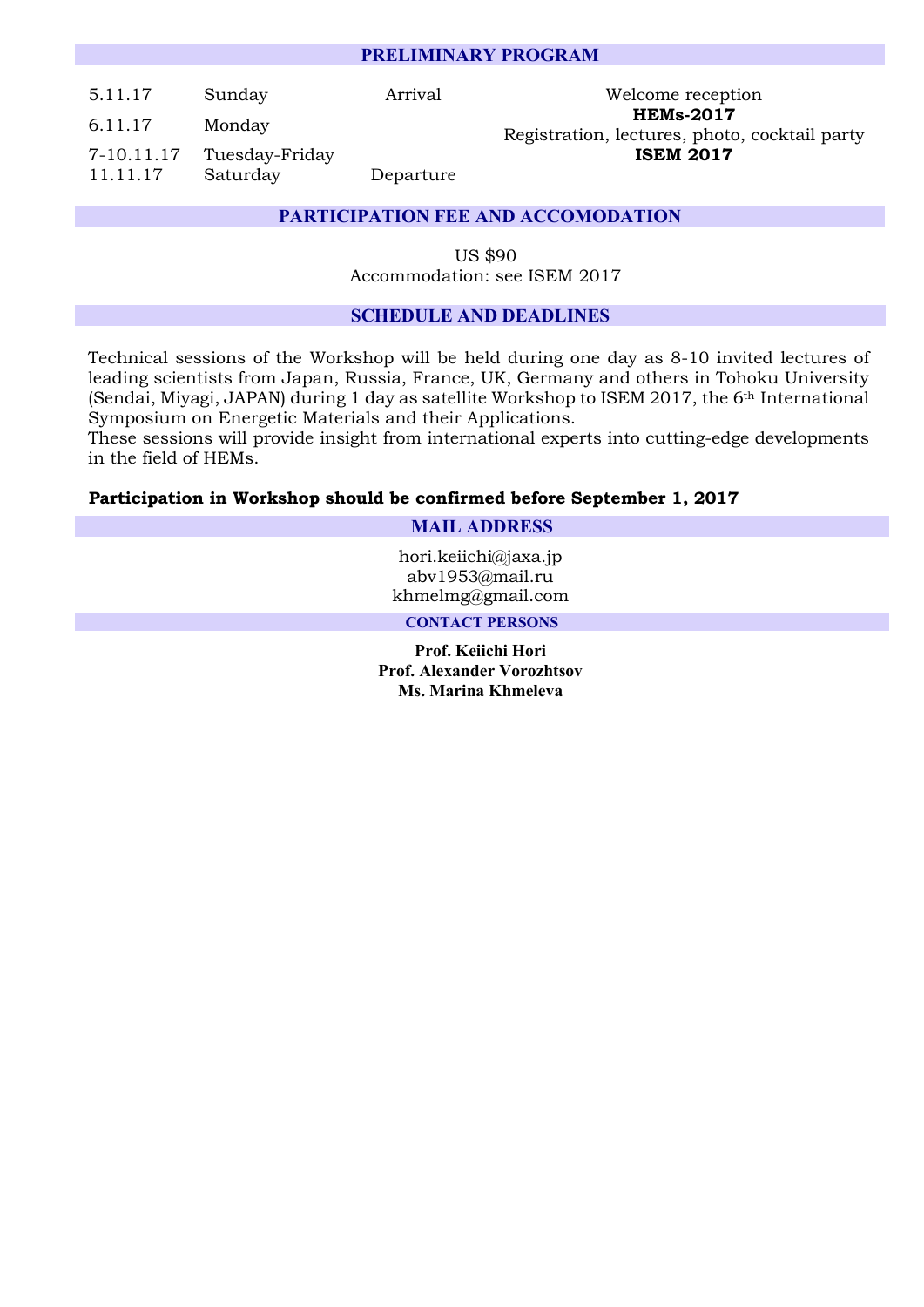## PRELIMINARY PROGRAM

| | | | |
|---|---|---|---|
| 5.11.17 | Sunday | Arrival | Welcome reception |
| 6.11.17 | Monday | | **HEMs-2017** Registration, lectures, photo, cocktail party |
| 7-10.11.17 | Tuesday-Friday | | **ISEM 2017** |
| 11.11.17 | Saturday | Departure | |

## PARTICIPATION FEE AND ACCOMODATION

US $90
Accommodation: see ISEM 2017

## SCHEDULE AND DEADLINES

Technical sessions of the Workshop will be held during one day as 8-10 invited lectures of leading scientists from Japan, Russia, France, UK, Germany and others in Tohoku University (Sendai, Miyagi, JAPAN) during 1 day as satellite Workshop to ISEM 2017, the 6th International Symposium on Energetic Materials and their Applications.
These sessions will provide insight from international experts into cutting-edge developments in the field of HEMs.

**Participation in Workshop should be confirmed before September 1, 2017**

## MAIL ADDRESS

hori.keiichi@jaxa.jp
abv1953@mail.ru
khmelmg@gmail.com

### CONTACT PERSONS

**Prof. Keiichi Hori**
**Prof. Alexander Vorozhtsov**
**Ms. Marina Khmeleva**